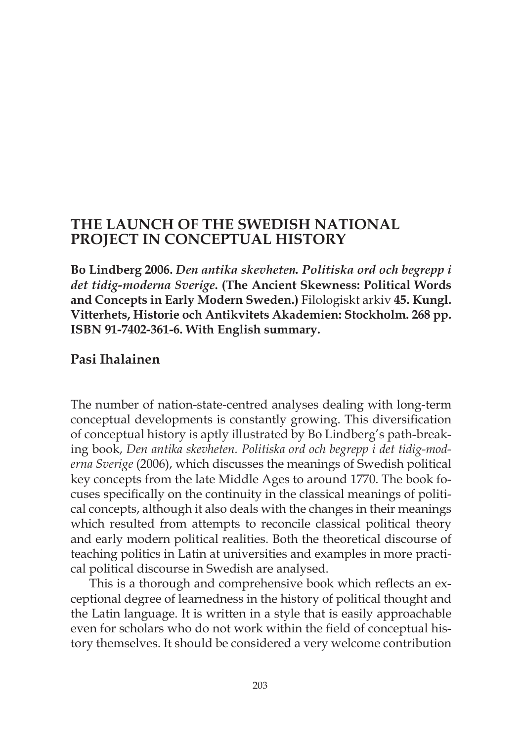# THE LAUNCH OF THE SWEDISH NATIONAL PROJECT IN CONCEPTUAL HISTORY

**Bo Lindberg 2006. *Den antika skevheten. Politiska ord och begrepp i det tidig-moderna Sverige*. (The Ancient Skewness: Political Words and Concepts in Early Modern Sweden.)** Filologiskt arkiv **45. Kungl. Vitterhets, Historie och Antikvitets Akademien: Stockholm. 268 pp. ISBN 91-7402-361-6. With English summary.**

## Pasi Ihalainen

The number of nation-state-centred analyses dealing with long-term conceptual developments is constantly growing. This diversification of conceptual history is aptly illustrated by Bo Lindberg's path-breaking book, *Den antika skevheten. Politiska ord och begrepp i det tidig-moderna Sverige* (2006), which discusses the meanings of Swedish political key concepts from the late Middle Ages to around 1770. The book focuses specifically on the continuity in the classical meanings of political concepts, although it also deals with the changes in their meanings which resulted from attempts to reconcile classical political theory and early modern political realities. Both the theoretical discourse of teaching politics in Latin at universities and examples in more practical political discourse in Swedish are analysed.

This is a thorough and comprehensive book which reflects an exceptional degree of learnedness in the history of political thought and the Latin language. It is written in a style that is easily approachable even for scholars who do not work within the field of conceptual history themselves. It should be considered a very welcome contribution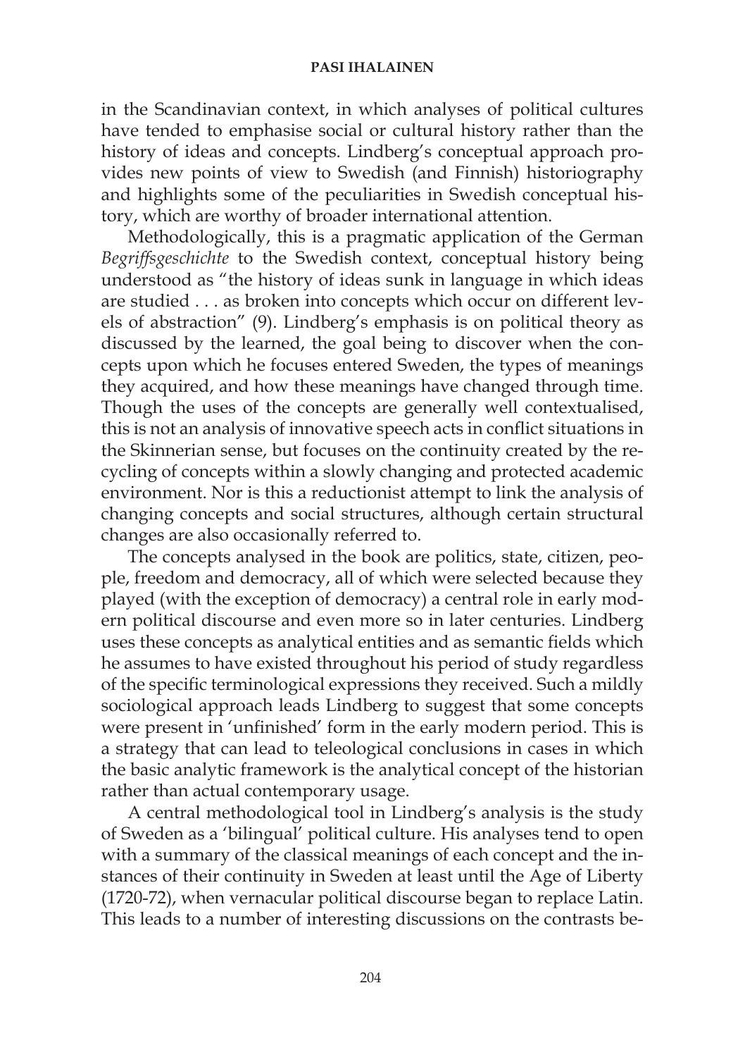in the Scandinavian context, in which analyses of political cultures have tended to emphasise social or cultural history rather than the history of ideas and concepts. Lindberg's conceptual approach provides new points of view to Swedish (and Finnish) historiography and highlights some of the peculiarities in Swedish conceptual history, which are worthy of broader international attention.

Methodologically, this is a pragmatic application of the German *Begriffsgeschichte* to the Swedish context, conceptual history being understood as "the history of ideas sunk in language in which ideas are studied . . . as broken into concepts which occur on different levels of abstraction" (9). Lindberg's emphasis is on political theory as discussed by the learned, the goal being to discover when the concepts upon which he focuses entered Sweden, the types of meanings they acquired, and how these meanings have changed through time. Though the uses of the concepts are generally well contextualised, this is not an analysis of innovative speech acts in conflict situations in the Skinnerian sense, but focuses on the continuity created by the recycling of concepts within a slowly changing and protected academic environment. Nor is this a reductionist attempt to link the analysis of changing concepts and social structures, although certain structural changes are also occasionally referred to.

The concepts analysed in the book are politics, state, citizen, people, freedom and democracy, all of which were selected because they played (with the exception of democracy) a central role in early modern political discourse and even more so in later centuries. Lindberg uses these concepts as analytical entities and as semantic fields which he assumes to have existed throughout his period of study regardless of the specific terminological expressions they received. Such a mildly sociological approach leads Lindberg to suggest that some concepts were present in 'unfinished' form in the early modern period. This is a strategy that can lead to teleological conclusions in cases in which the basic analytic framework is the analytical concept of the historian rather than actual contemporary usage.

A central methodological tool in Lindberg's analysis is the study of Sweden as a 'bilingual' political culture. His analyses tend to open with a summary of the classical meanings of each concept and the instances of their continuity in Sweden at least until the Age of Liberty (1720-72), when vernacular political discourse began to replace Latin. This leads to a number of interesting discussions on the contrasts be-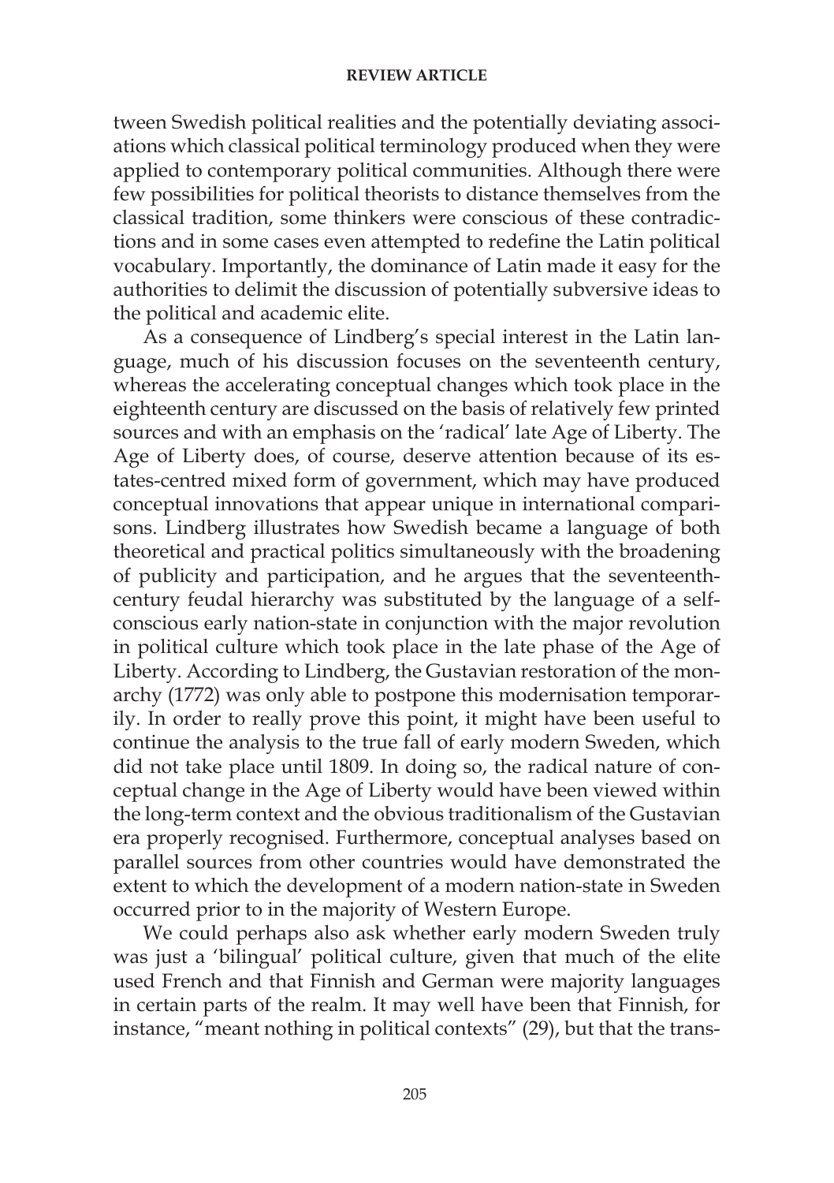tween Swedish political realities and the potentially deviating associations which classical political terminology produced when they were applied to contemporary political communities. Although there were few possibilities for political theorists to distance themselves from the classical tradition, some thinkers were conscious of these contradictions and in some cases even attempted to redefine the Latin political vocabulary. Importantly, the dominance of Latin made it easy for the authorities to delimit the discussion of potentially subversive ideas to the political and academic elite.

As a consequence of Lindberg's special interest in the Latin language, much of his discussion focuses on the seventeenth century, whereas the accelerating conceptual changes which took place in the eighteenth century are discussed on the basis of relatively few printed sources and with an emphasis on the 'radical' late Age of Liberty. The Age of Liberty does, of course, deserve attention because of its estates-centred mixed form of government, which may have produced conceptual innovations that appear unique in international comparisons. Lindberg illustrates how Swedish became a language of both theoretical and practical politics simultaneously with the broadening of publicity and participation, and he argues that the seventeenth-century feudal hierarchy was substituted by the language of a self-conscious early nation-state in conjunction with the major revolution in political culture which took place in the late phase of the Age of Liberty. According to Lindberg, the Gustavian restoration of the monarchy (1772) was only able to postpone this modernisation temporarily. In order to really prove this point, it might have been useful to continue the analysis to the true fall of early modern Sweden, which did not take place until 1809. In doing so, the radical nature of conceptual change in the Age of Liberty would have been viewed within the long-term context and the obvious traditionalism of the Gustavian era properly recognised. Furthermore, conceptual analyses based on parallel sources from other countries would have demonstrated the extent to which the development of a modern nation-state in Sweden occurred prior to in the majority of Western Europe.

We could perhaps also ask whether early modern Sweden truly was just a 'bilingual' political culture, given that much of the elite used French and that Finnish and German were majority languages in certain parts of the realm. It may well have been that Finnish, for instance, "meant nothing in political contexts" (29), but that the trans-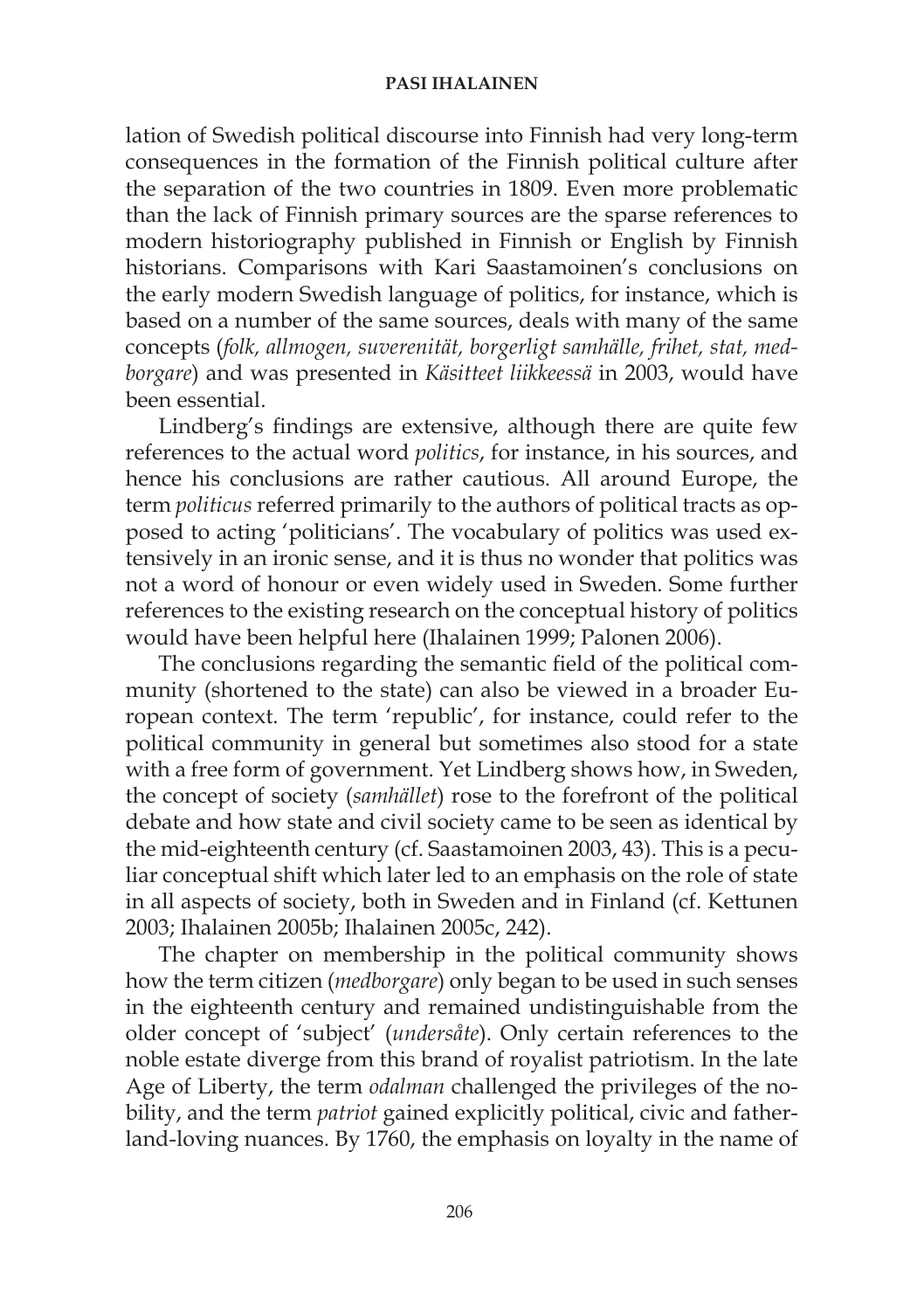lation of Swedish political discourse into Finnish had very long-term consequences in the formation of the Finnish political culture after the separation of the two countries in 1809. Even more problematic than the lack of Finnish primary sources are the sparse references to modern historiography published in Finnish or English by Finnish historians. Comparisons with Kari Saastamoinen's conclusions on the early modern Swedish language of politics, for instance, which is based on a number of the same sources, deals with many of the same concepts (*folk, allmogen, suverenität, borgerligt samhälle, frihet, stat, medborgare*) and was presented in *Käsitteet liikkeessä* in 2003, would have been essential.

Lindberg's findings are extensive, although there are quite few references to the actual word *politics*, for instance, in his sources, and hence his conclusions are rather cautious. All around Europe, the term *politicus* referred primarily to the authors of political tracts as opposed to acting 'politicians'. The vocabulary of politics was used extensively in an ironic sense, and it is thus no wonder that politics was not a word of honour or even widely used in Sweden. Some further references to the existing research on the conceptual history of politics would have been helpful here (Ihalainen 1999; Palonen 2006).

The conclusions regarding the semantic field of the political community (shortened to the state) can also be viewed in a broader European context. The term 'republic', for instance, could refer to the political community in general but sometimes also stood for a state with a free form of government. Yet Lindberg shows how, in Sweden, the concept of society (*samhället*) rose to the forefront of the political debate and how state and civil society came to be seen as identical by the mid-eighteenth century (cf. Saastamoinen 2003, 43). This is a peculiar conceptual shift which later led to an emphasis on the role of state in all aspects of society, both in Sweden and in Finland (cf. Kettunen 2003; Ihalainen 2005b; Ihalainen 2005c, 242).

The chapter on membership in the political community shows how the term citizen (*medborgare*) only began to be used in such senses in the eighteenth century and remained undistinguishable from the older concept of 'subject' (*undersåte*). Only certain references to the noble estate diverge from this brand of royalist patriotism. In the late Age of Liberty, the term *odalman* challenged the privileges of the nobility, and the term *patriot* gained explicitly political, civic and fatherland-loving nuances. By 1760, the emphasis on loyalty in the name of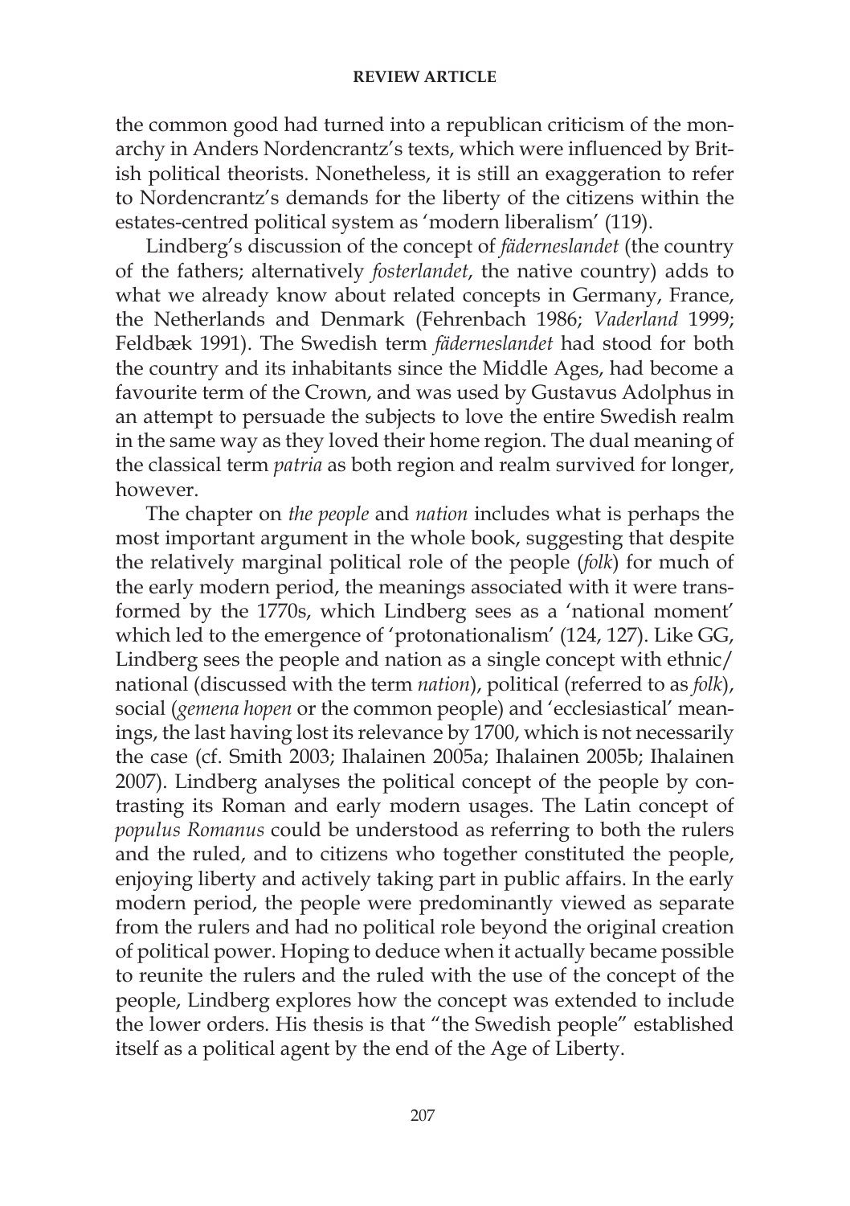the common good had turned into a republican criticism of the monarchy in Anders Nordencrantz's texts, which were influenced by British political theorists. Nonetheless, it is still an exaggeration to refer to Nordencrantz's demands for the liberty of the citizens within the estates-centred political system as 'modern liberalism' (119).

Lindberg's discussion of the concept of *fäderneslandet* (the country of the fathers; alternatively *fosterlandet*, the native country) adds to what we already know about related concepts in Germany, France, the Netherlands and Denmark (Fehrenbach 1986; *Vaderland* 1999; Feldbæk 1991). The Swedish term *fäderneslandet* had stood for both the country and its inhabitants since the Middle Ages, had become a favourite term of the Crown, and was used by Gustavus Adolphus in an attempt to persuade the subjects to love the entire Swedish realm in the same way as they loved their home region. The dual meaning of the classical term *patria* as both region and realm survived for longer, however.

The chapter on *the people* and *nation* includes what is perhaps the most important argument in the whole book, suggesting that despite the relatively marginal political role of the people (*folk*) for much of the early modern period, the meanings associated with it were transformed by the 1770s, which Lindberg sees as a 'national moment' which led to the emergence of 'protonationalism' (124, 127). Like GG, Lindberg sees the people and nation as a single concept with ethnic/national (discussed with the term *nation*), political (referred to as *folk*), social (*gemena hopen* or the common people) and 'ecclesiastical' meanings, the last having lost its relevance by 1700, which is not necessarily the case (cf. Smith 2003; Ihalainen 2005a; Ihalainen 2005b; Ihalainen 2007). Lindberg analyses the political concept of the people by contrasting its Roman and early modern usages. The Latin concept of *populus Romanus* could be understood as referring to both the rulers and the ruled, and to citizens who together constituted the people, enjoying liberty and actively taking part in public affairs. In the early modern period, the people were predominantly viewed as separate from the rulers and had no political role beyond the original creation of political power. Hoping to deduce when it actually became possible to reunite the rulers and the ruled with the use of the concept of the people, Lindberg explores how the concept was extended to include the lower orders. His thesis is that "the Swedish people" established itself as a political agent by the end of the Age of Liberty.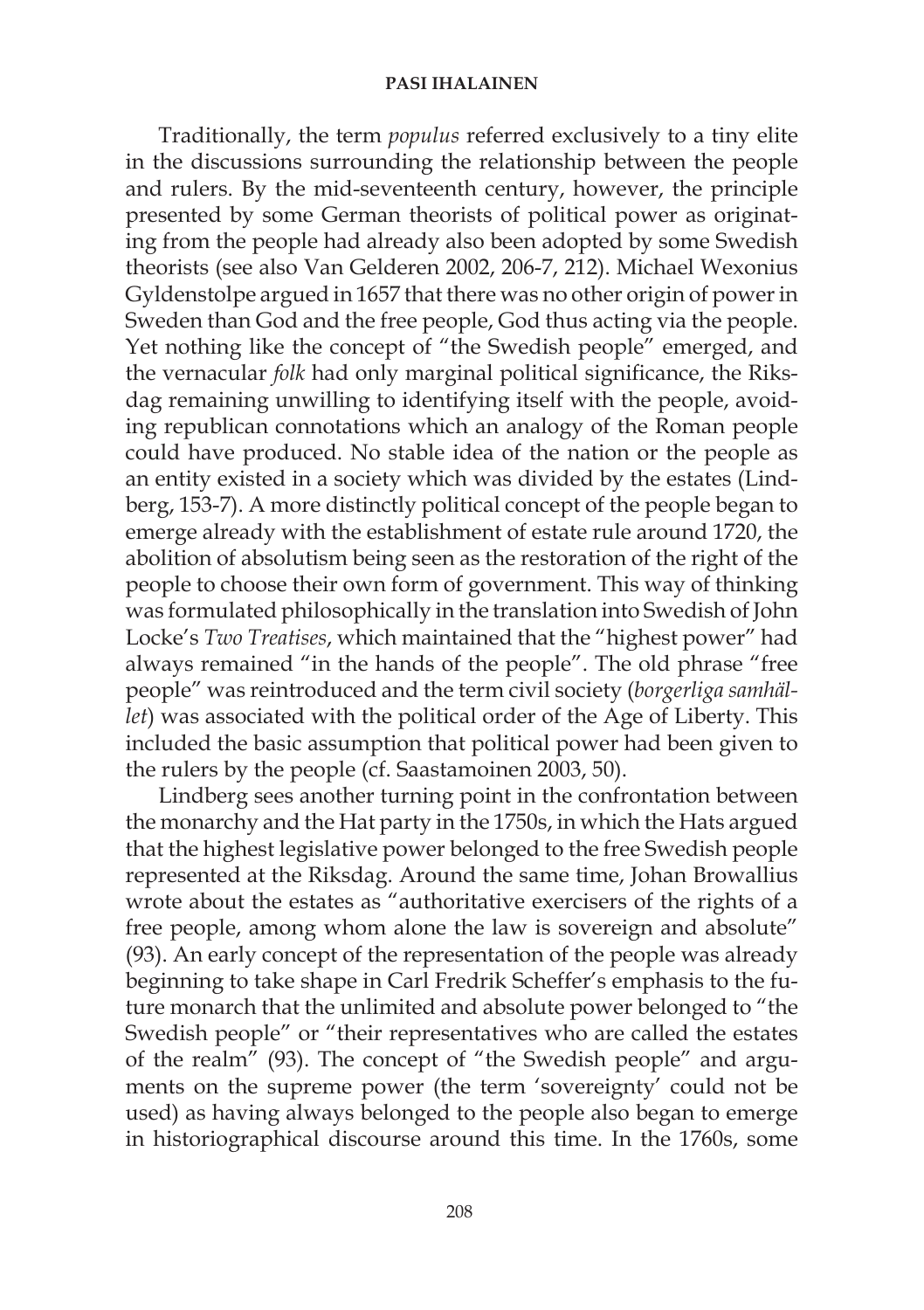Traditionally, the term *populus* referred exclusively to a tiny elite in the discussions surrounding the relationship between the people and rulers. By the mid-seventeenth century, however, the principle presented by some German theorists of political power as originating from the people had already also been adopted by some Swedish theorists (see also Van Gelderen 2002, 206-7, 212). Michael Wexonius Gyldenstolpe argued in 1657 that there was no other origin of power in Sweden than God and the free people, God thus acting via the people. Yet nothing like the concept of "the Swedish people" emerged, and the vernacular *folk* had only marginal political significance, the Riksdag remaining unwilling to identifying itself with the people, avoiding republican connotations which an analogy of the Roman people could have produced. No stable idea of the nation or the people as an entity existed in a society which was divided by the estates (Lindberg, 153-7). A more distinctly political concept of the people began to emerge already with the establishment of estate rule around 1720, the abolition of absolutism being seen as the restoration of the right of the people to choose their own form of government. This way of thinking was formulated philosophically in the translation into Swedish of John Locke's *Two Treatises*, which maintained that the "highest power" had always remained "in the hands of the people". The old phrase "free people" was reintroduced and the term civil society (*borgerliga samhället*) was associated with the political order of the Age of Liberty. This included the basic assumption that political power had been given to the rulers by the people (cf. Saastamoinen 2003, 50).

Lindberg sees another turning point in the confrontation between the monarchy and the Hat party in the 1750s, in which the Hats argued that the highest legislative power belonged to the free Swedish people represented at the Riksdag. Around the same time, Johan Browallius wrote about the estates as "authoritative exercisers of the rights of a free people, among whom alone the law is sovereign and absolute" (93). An early concept of the representation of the people was already beginning to take shape in Carl Fredrik Scheffer's emphasis to the future monarch that the unlimited and absolute power belonged to "the Swedish people" or "their representatives who are called the estates of the realm" (93). The concept of "the Swedish people" and arguments on the supreme power (the term 'sovereignty' could not be used) as having always belonged to the people also began to emerge in historiographical discourse around this time. In the 1760s, some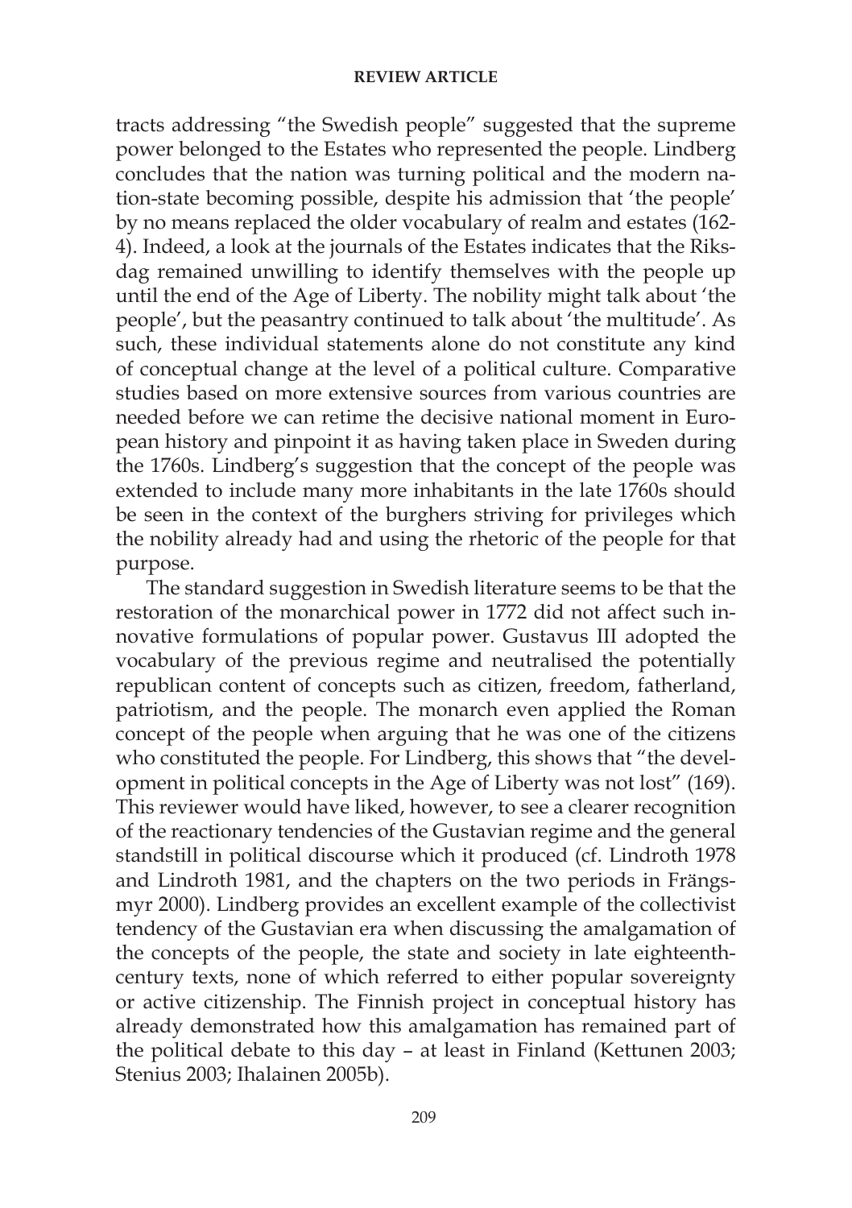tracts addressing "the Swedish people" suggested that the supreme power belonged to the Estates who represented the people. Lindberg concludes that the nation was turning political and the modern nation-state becoming possible, despite his admission that 'the people' by no means replaced the older vocabulary of realm and estates (162-4). Indeed, a look at the journals of the Estates indicates that the Riksdag remained unwilling to identify themselves with the people up until the end of the Age of Liberty. The nobility might talk about 'the people', but the peasantry continued to talk about 'the multitude'. As such, these individual statements alone do not constitute any kind of conceptual change at the level of a political culture. Comparative studies based on more extensive sources from various countries are needed before we can retime the decisive national moment in European history and pinpoint it as having taken place in Sweden during the 1760s. Lindberg's suggestion that the concept of the people was extended to include many more inhabitants in the late 1760s should be seen in the context of the burghers striving for privileges which the nobility already had and using the rhetoric of the people for that purpose.

The standard suggestion in Swedish literature seems to be that the restoration of the monarchical power in 1772 did not affect such innovative formulations of popular power. Gustavus III adopted the vocabulary of the previous regime and neutralised the potentially republican content of concepts such as citizen, freedom, fatherland, patriotism, and the people. The monarch even applied the Roman concept of the people when arguing that he was one of the citizens who constituted the people. For Lindberg, this shows that "the development in political concepts in the Age of Liberty was not lost" (169). This reviewer would have liked, however, to see a clearer recognition of the reactionary tendencies of the Gustavian regime and the general standstill in political discourse which it produced (cf. Lindroth 1978 and Lindroth 1981, and the chapters on the two periods in Frängsmyr 2000). Lindberg provides an excellent example of the collectivist tendency of the Gustavian era when discussing the amalgamation of the concepts of the people, the state and society in late eighteenth-century texts, none of which referred to either popular sovereignty or active citizenship. The Finnish project in conceptual history has already demonstrated how this amalgamation has remained part of the political debate to this day – at least in Finland (Kettunen 2003; Stenius 2003; Ihalainen 2005b).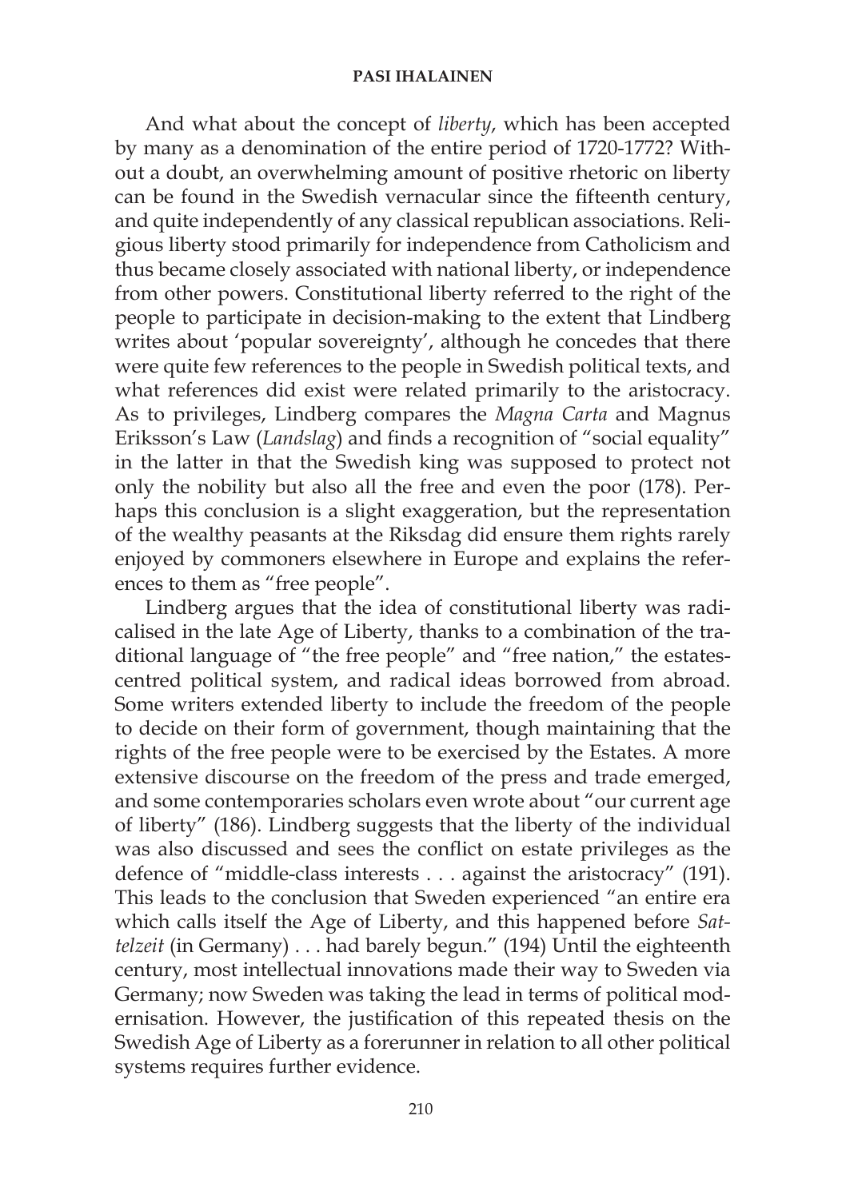And what about the concept of *liberty*, which has been accepted by many as a denomination of the entire period of 1720-1772? Without a doubt, an overwhelming amount of positive rhetoric on liberty can be found in the Swedish vernacular since the fifteenth century, and quite independently of any classical republican associations. Religious liberty stood primarily for independence from Catholicism and thus became closely associated with national liberty, or independence from other powers. Constitutional liberty referred to the right of the people to participate in decision-making to the extent that Lindberg writes about 'popular sovereignty', although he concedes that there were quite few references to the people in Swedish political texts, and what references did exist were related primarily to the aristocracy. As to privileges, Lindberg compares the *Magna Carta* and Magnus Eriksson's Law (*Landslag*) and finds a recognition of "social equality" in the latter in that the Swedish king was supposed to protect not only the nobility but also all the free and even the poor (178). Perhaps this conclusion is a slight exaggeration, but the representation of the wealthy peasants at the Riksdag did ensure them rights rarely enjoyed by commoners elsewhere in Europe and explains the references to them as "free people".

Lindberg argues that the idea of constitutional liberty was radicalised in the late Age of Liberty, thanks to a combination of the traditional language of "the free people" and "free nation," the estates-centred political system, and radical ideas borrowed from abroad. Some writers extended liberty to include the freedom of the people to decide on their form of government, though maintaining that the rights of the free people were to be exercised by the Estates. A more extensive discourse on the freedom of the press and trade emerged, and some contemporaries scholars even wrote about "our current age of liberty" (186). Lindberg suggests that the liberty of the individual was also discussed and sees the conflict on estate privileges as the defence of "middle-class interests . . . against the aristocracy" (191). This leads to the conclusion that Sweden experienced "an entire era which calls itself the Age of Liberty, and this happened before *Sattelzeit* (in Germany) . . . had barely begun." (194) Until the eighteenth century, most intellectual innovations made their way to Sweden via Germany; now Sweden was taking the lead in terms of political modernisation. However, the justification of this repeated thesis on the Swedish Age of Liberty as a forerunner in relation to all other political systems requires further evidence.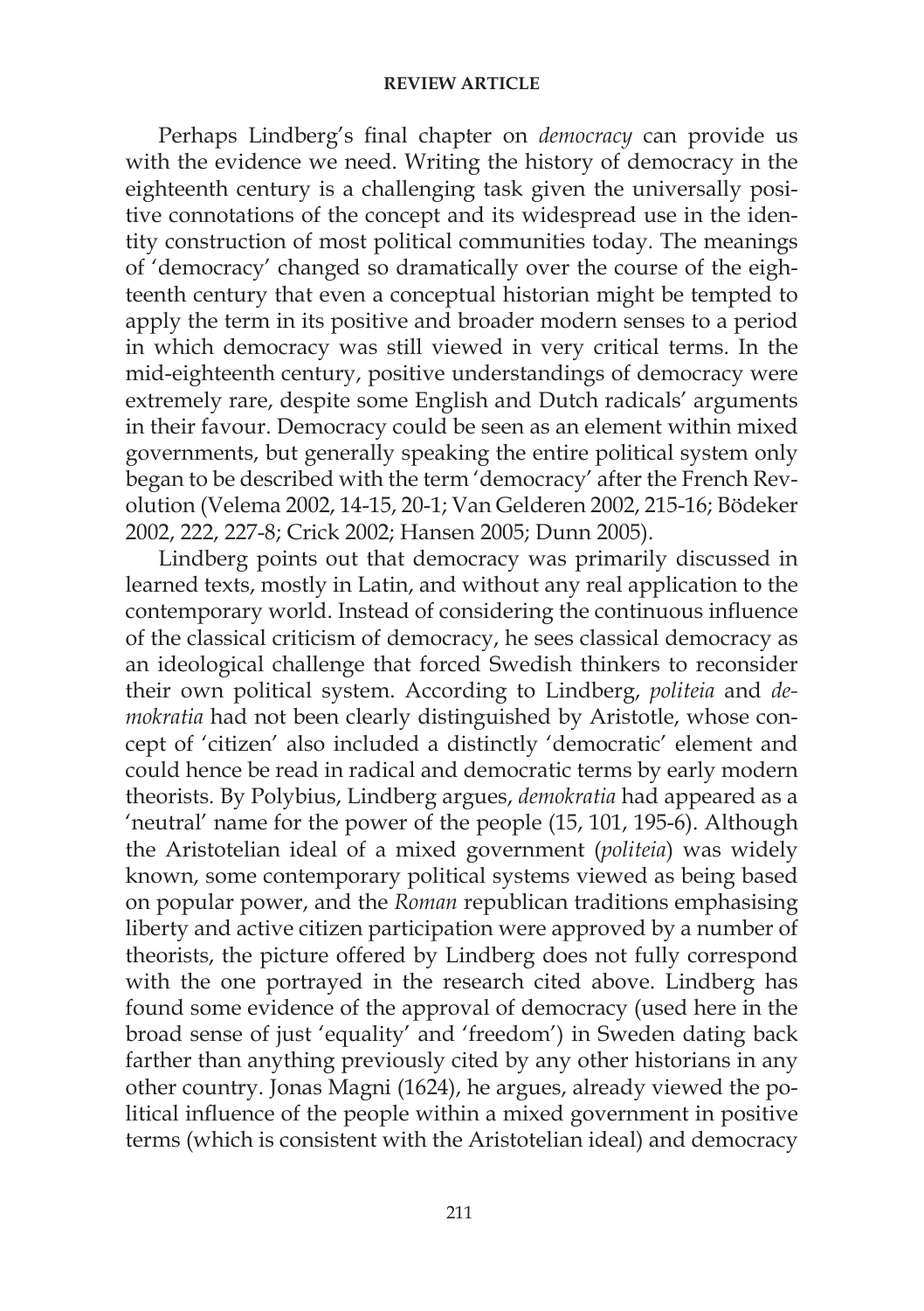Perhaps Lindberg's final chapter on *democracy* can provide us with the evidence we need. Writing the history of democracy in the eighteenth century is a challenging task given the universally positive connotations of the concept and its widespread use in the identity construction of most political communities today. The meanings of 'democracy' changed so dramatically over the course of the eighteenth century that even a conceptual historian might be tempted to apply the term in its positive and broader modern senses to a period in which democracy was still viewed in very critical terms. In the mid-eighteenth century, positive understandings of democracy were extremely rare, despite some English and Dutch radicals' arguments in their favour. Democracy could be seen as an element within mixed governments, but generally speaking the entire political system only began to be described with the term 'democracy' after the French Revolution (Velema 2002, 14-15, 20-1; Van Gelderen 2002, 215-16; Bödeker 2002, 222, 227-8; Crick 2002; Hansen 2005; Dunn 2005).

Lindberg points out that democracy was primarily discussed in learned texts, mostly in Latin, and without any real application to the contemporary world. Instead of considering the continuous influence of the classical criticism of democracy, he sees classical democracy as an ideological challenge that forced Swedish thinkers to reconsider their own political system. According to Lindberg, *politeia* and *demokratia* had not been clearly distinguished by Aristotle, whose concept of 'citizen' also included a distinctly 'democratic' element and could hence be read in radical and democratic terms by early modern theorists. By Polybius, Lindberg argues, *demokratia* had appeared as a 'neutral' name for the power of the people (15, 101, 195-6). Although the Aristotelian ideal of a mixed government (*politeia*) was widely known, some contemporary political systems viewed as being based on popular power, and the *Roman* republican traditions emphasising liberty and active citizen participation were approved by a number of theorists, the picture offered by Lindberg does not fully correspond with the one portrayed in the research cited above. Lindberg has found some evidence of the approval of democracy (used here in the broad sense of just 'equality' and 'freedom') in Sweden dating back farther than anything previously cited by any other historians in any other country. Jonas Magni (1624), he argues, already viewed the political influence of the people within a mixed government in positive terms (which is consistent with the Aristotelian ideal) and democracy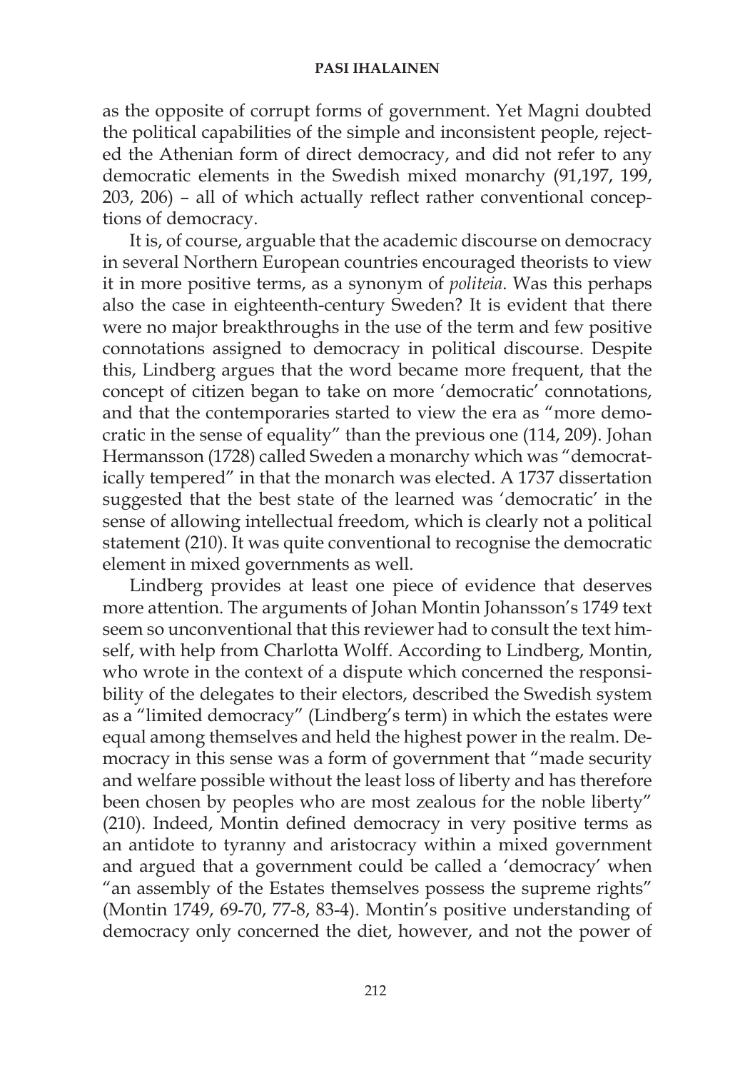as the opposite of corrupt forms of government. Yet Magni doubted the political capabilities of the simple and inconsistent people, rejected the Athenian form of direct democracy, and did not refer to any democratic elements in the Swedish mixed monarchy (91,197, 199, 203, 206) – all of which actually reflect rather conventional conceptions of democracy.

It is, of course, arguable that the academic discourse on democracy in several Northern European countries encouraged theorists to view it in more positive terms, as a synonym of *politeia*. Was this perhaps also the case in eighteenth-century Sweden? It is evident that there were no major breakthroughs in the use of the term and few positive connotations assigned to democracy in political discourse. Despite this, Lindberg argues that the word became more frequent, that the concept of citizen began to take on more 'democratic' connotations, and that the contemporaries started to view the era as "more democratic in the sense of equality" than the previous one (114, 209). Johan Hermansson (1728) called Sweden a monarchy which was "democratically tempered" in that the monarch was elected. A 1737 dissertation suggested that the best state of the learned was 'democratic' in the sense of allowing intellectual freedom, which is clearly not a political statement (210). It was quite conventional to recognise the democratic element in mixed governments as well.

Lindberg provides at least one piece of evidence that deserves more attention. The arguments of Johan Montin Johansson's 1749 text seem so unconventional that this reviewer had to consult the text himself, with help from Charlotta Wolff. According to Lindberg, Montin, who wrote in the context of a dispute which concerned the responsibility of the delegates to their electors, described the Swedish system as a "limited democracy" (Lindberg's term) in which the estates were equal among themselves and held the highest power in the realm. Democracy in this sense was a form of government that "made security and welfare possible without the least loss of liberty and has therefore been chosen by peoples who are most zealous for the noble liberty" (210). Indeed, Montin defined democracy in very positive terms as an antidote to tyranny and aristocracy within a mixed government and argued that a government could be called a 'democracy' when "an assembly of the Estates themselves possess the supreme rights" (Montin 1749, 69-70, 77-8, 83-4). Montin's positive understanding of democracy only concerned the diet, however, and not the power of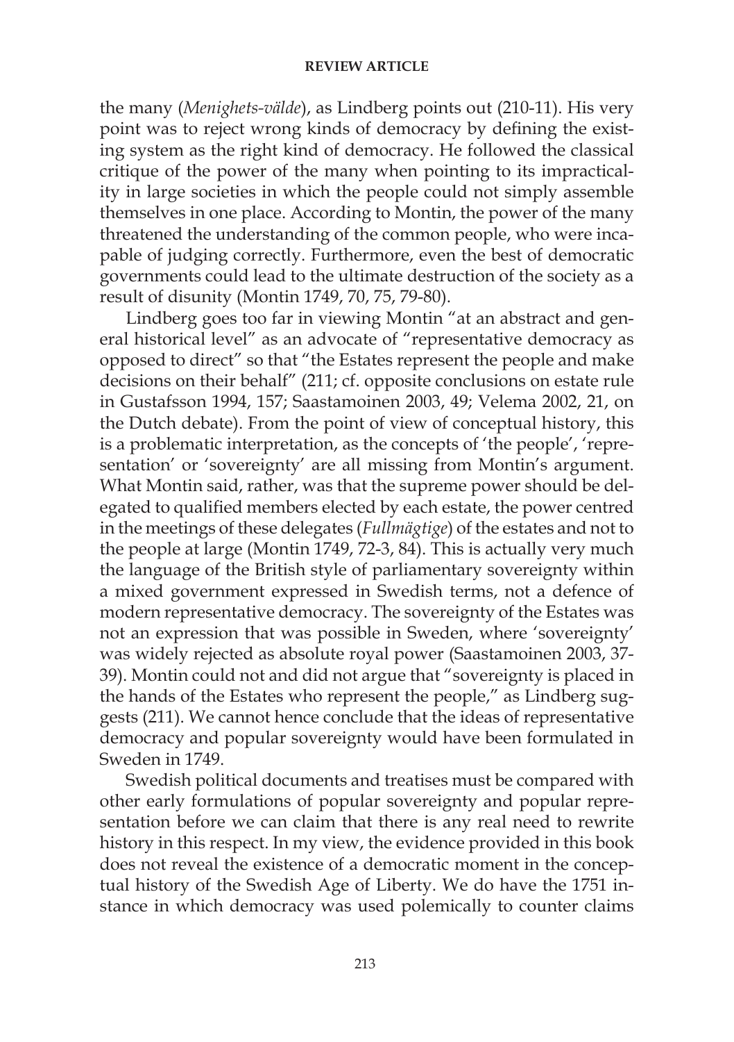the many (*Menighets-välde*), as Lindberg points out (210-11). His very point was to reject wrong kinds of democracy by defining the existing system as the right kind of democracy. He followed the classical critique of the power of the many when pointing to its impracticality in large societies in which the people could not simply assemble themselves in one place. According to Montin, the power of the many threatened the understanding of the common people, who were incapable of judging correctly. Furthermore, even the best of democratic governments could lead to the ultimate destruction of the society as a result of disunity (Montin 1749, 70, 75, 79-80).

Lindberg goes too far in viewing Montin "at an abstract and general historical level" as an advocate of "representative democracy as opposed to direct" so that "the Estates represent the people and make decisions on their behalf" (211; cf. opposite conclusions on estate rule in Gustafsson 1994, 157; Saastamoinen 2003, 49; Velema 2002, 21, on the Dutch debate). From the point of view of conceptual history, this is a problematic interpretation, as the concepts of 'the people', 'representation' or 'sovereignty' are all missing from Montin's argument. What Montin said, rather, was that the supreme power should be delegated to qualified members elected by each estate, the power centred in the meetings of these delegates (*Fullmägtige*) of the estates and not to the people at large (Montin 1749, 72-3, 84). This is actually very much the language of the British style of parliamentary sovereignty within a mixed government expressed in Swedish terms, not a defence of modern representative democracy. The sovereignty of the Estates was not an expression that was possible in Sweden, where 'sovereignty' was widely rejected as absolute royal power (Saastamoinen 2003, 37-39). Montin could not and did not argue that "sovereignty is placed in the hands of the Estates who represent the people," as Lindberg suggests (211). We cannot hence conclude that the ideas of representative democracy and popular sovereignty would have been formulated in Sweden in 1749.

Swedish political documents and treatises must be compared with other early formulations of popular sovereignty and popular representation before we can claim that there is any real need to rewrite history in this respect. In my view, the evidence provided in this book does not reveal the existence of a democratic moment in the conceptual history of the Swedish Age of Liberty. We do have the 1751 instance in which democracy was used polemically to counter claims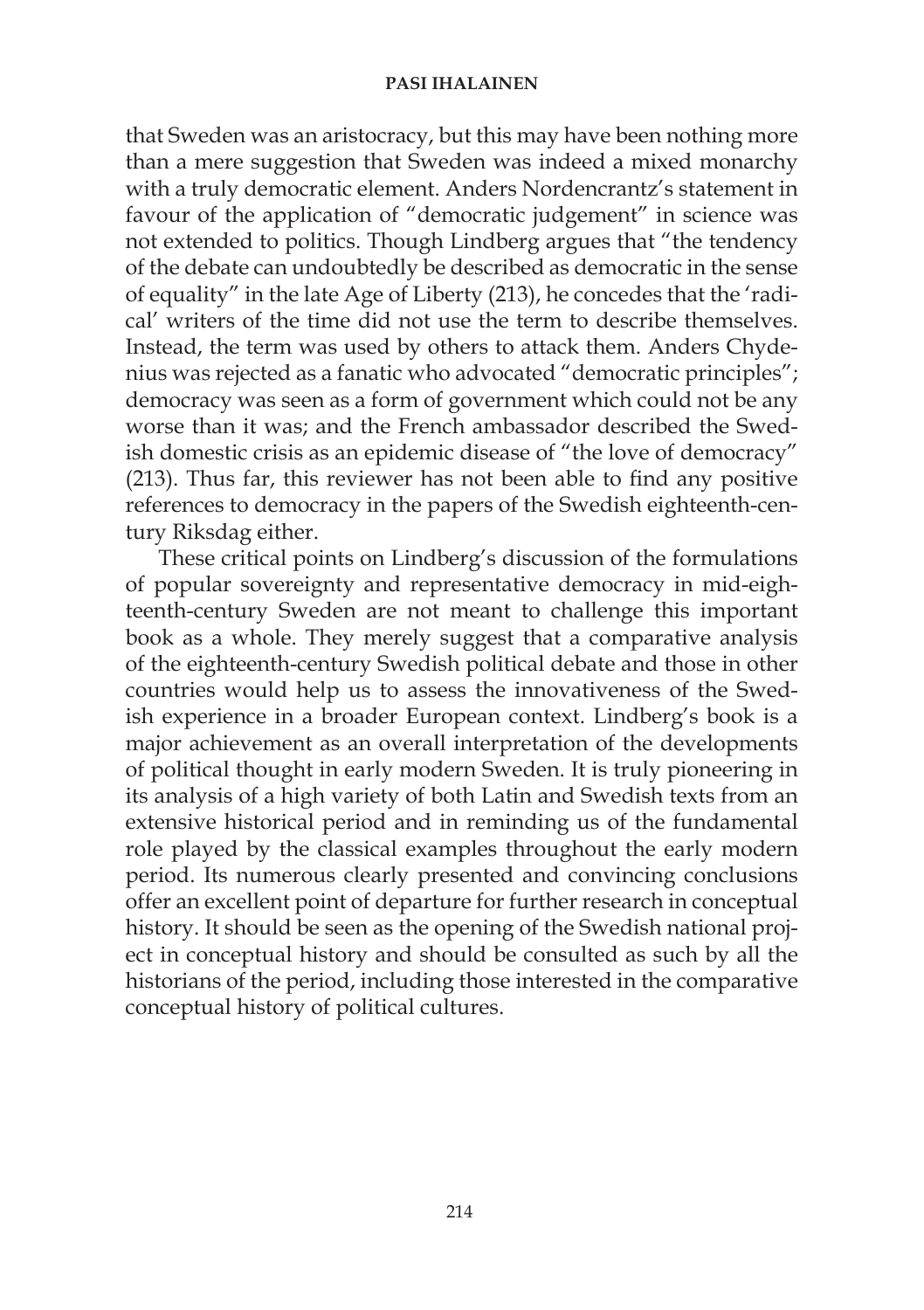that Sweden was an aristocracy, but this may have been nothing more than a mere suggestion that Sweden was indeed a mixed monarchy with a truly democratic element. Anders Nordencrantz's statement in favour of the application of "democratic judgement" in science was not extended to politics. Though Lindberg argues that "the tendency of the debate can undoubtedly be described as democratic in the sense of equality" in the late Age of Liberty (213), he concedes that the 'radical' writers of the time did not use the term to describe themselves. Instead, the term was used by others to attack them. Anders Chydenius was rejected as a fanatic who advocated "democratic principles"; democracy was seen as a form of government which could not be any worse than it was; and the French ambassador described the Swedish domestic crisis as an epidemic disease of "the love of democracy" (213). Thus far, this reviewer has not been able to find any positive references to democracy in the papers of the Swedish eighteenth-century Riksdag either.

These critical points on Lindberg's discussion of the formulations of popular sovereignty and representative democracy in mid-eighteenth-century Sweden are not meant to challenge this important book as a whole. They merely suggest that a comparative analysis of the eighteenth-century Swedish political debate and those in other countries would help us to assess the innovativeness of the Swedish experience in a broader European context. Lindberg's book is a major achievement as an overall interpretation of the developments of political thought in early modern Sweden. It is truly pioneering in its analysis of a high variety of both Latin and Swedish texts from an extensive historical period and in reminding us of the fundamental role played by the classical examples throughout the early modern period. Its numerous clearly presented and convincing conclusions offer an excellent point of departure for further research in conceptual history. It should be seen as the opening of the Swedish national project in conceptual history and should be consulted as such by all the historians of the period, including those interested in the comparative conceptual history of political cultures.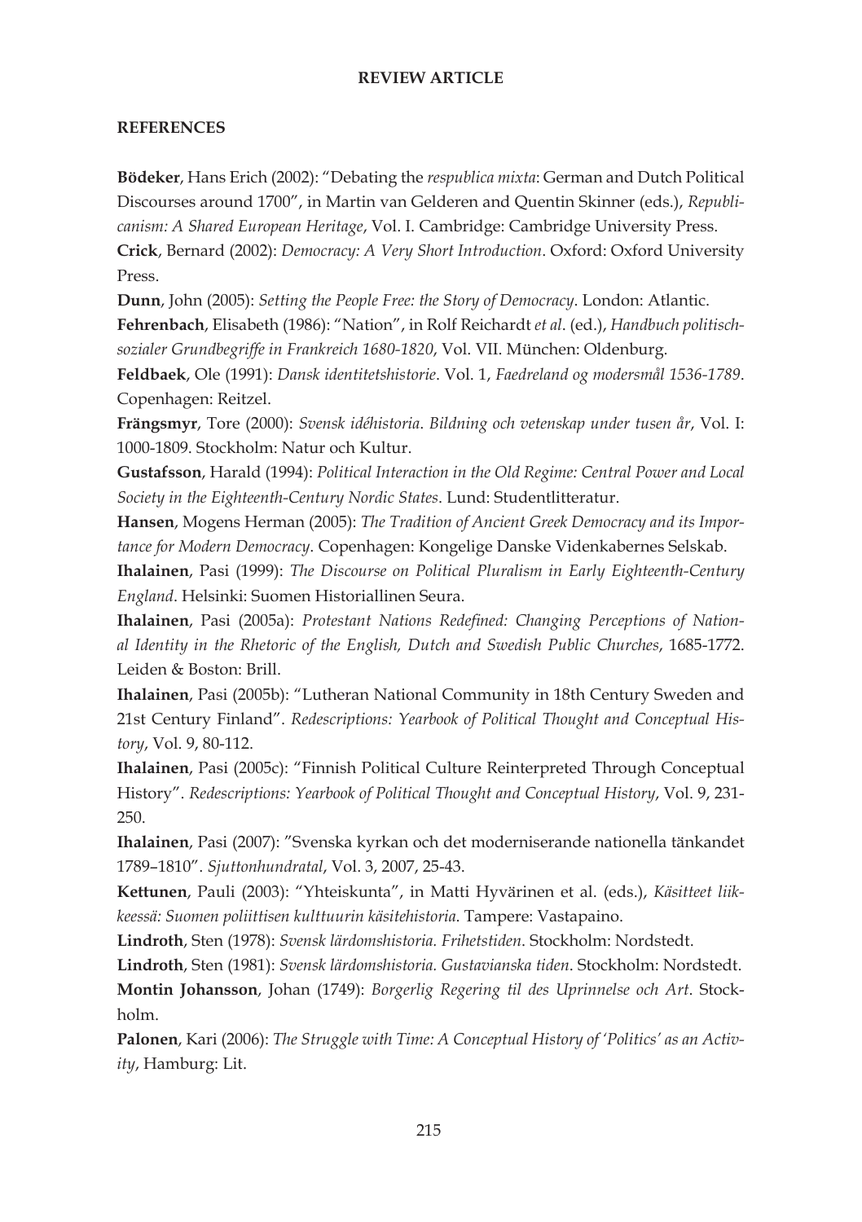## REFERENCES

**Bödeker**, Hans Erich (2002): "Debating the *respublica mixta*: German and Dutch Political Discourses around 1700", in Martin van Gelderen and Quentin Skinner (eds.), *Republicanism: A Shared European Heritage*, Vol. I. Cambridge: Cambridge University Press.

**Crick**, Bernard (2002): *Democracy: A Very Short Introduction*. Oxford: Oxford University Press.

**Dunn**, John (2005): *Setting the People Free: the Story of Democracy*. London: Atlantic.

**Fehrenbach**, Elisabeth (1986): "Nation", in Rolf Reichardt *et al*. (ed.), *Handbuch politisch-sozialer Grundbegriffe in Frankreich 1680-1820*, Vol. VII. München: Oldenburg.

**Feldbaek**, Ole (1991): *Dansk identitetshistorie*. Vol. 1, *Faedreland og modersmål 1536-1789*. Copenhagen: Reitzel.

**Frängsmyr**, Tore (2000): *Svensk idéhistoria. Bildning och vetenskap under tusen år*, Vol. I: 1000-1809. Stockholm: Natur och Kultur.

**Gustafsson**, Harald (1994): *Political Interaction in the Old Regime: Central Power and Local Society in the Eighteenth-Century Nordic States*. Lund: Studentlitteratur.

**Hansen**, Mogens Herman (2005): *The Tradition of Ancient Greek Democracy and its Importance for Modern Democracy*. Copenhagen: Kongelige Danske Videnkabernes Selskab.

**Ihalainen**, Pasi (1999): *The Discourse on Political Pluralism in Early Eighteenth-Century England*. Helsinki: Suomen Historiallinen Seura.

**Ihalainen**, Pasi (2005a): *Protestant Nations Redefined: Changing Perceptions of National Identity in the Rhetoric of the English, Dutch and Swedish Public Churches*, 1685-1772. Leiden & Boston: Brill.

**Ihalainen**, Pasi (2005b): "Lutheran National Community in 18th Century Sweden and 21st Century Finland". *Redescriptions: Yearbook of Political Thought and Conceptual History*, Vol. 9, 80-112.

**Ihalainen**, Pasi (2005c): "Finnish Political Culture Reinterpreted Through Conceptual History". *Redescriptions: Yearbook of Political Thought and Conceptual History*, Vol. 9, 231-250.

**Ihalainen**, Pasi (2007): "Svenska kyrkan och det moderniserande nationella tänkandet 1789–1810". *Sjuttonhundratal*, Vol. 3, 2007, 25-43.

**Kettunen**, Pauli (2003): "Yhteiskunta", in Matti Hyvärinen et al. (eds.), *Käsitteet liikkeessä: Suomen poliittisen kulttuurin käsitehistoria*. Tampere: Vastapaino.

**Lindroth**, Sten (1978): *Svensk lärdomshistoria. Frihetstiden*. Stockholm: Nordstedt.

**Lindroth**, Sten (1981): *Svensk lärdomshistoria. Gustavianska tiden*. Stockholm: Nordstedt.

**Montin Johansson**, Johan (1749): *Borgerlig Regering til des Uprinnelse och Art*. Stockholm.

**Palonen**, Kari (2006): *The Struggle with Time: A Conceptual History of 'Politics' as an Activity*, Hamburg: Lit.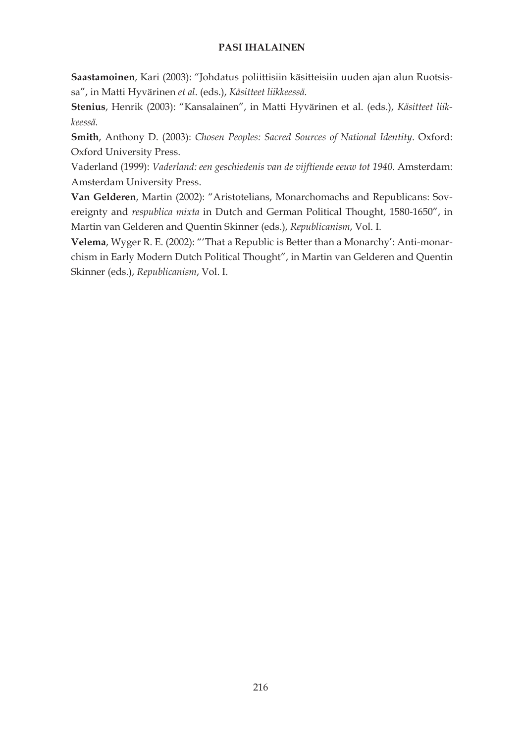**Saastamoinen**, Kari (2003): "Johdatus poliittisiin käsitteisiin uuden ajan alun Ruotsissa", in Matti Hyvärinen *et al*. (eds.), *Käsitteet liikkeessä*.

**Stenius**, Henrik (2003): "Kansalainen", in Matti Hyvärinen et al. (eds.), *Käsitteet liikkeessä.*

**Smith**, Anthony D. (2003): *Chosen Peoples: Sacred Sources of National Identity*. Oxford: Oxford University Press.

Vaderland (1999): *Vaderland: een geschiedenis van de vijftiende eeuw tot 1940*. Amsterdam: Amsterdam University Press.

**Van Gelderen**, Martin (2002): "Aristotelians, Monarchomachs and Republicans: Sovereignty and *respublica mixta* in Dutch and German Political Thought, 1580-1650", in Martin van Gelderen and Quentin Skinner (eds.), *Republicanism*, Vol. I.

**Velema**, Wyger R. E. (2002): "'That a Republic is Better than a Monarchy': Anti-monarchism in Early Modern Dutch Political Thought", in Martin van Gelderen and Quentin Skinner (eds.), *Republicanism*, Vol. I.